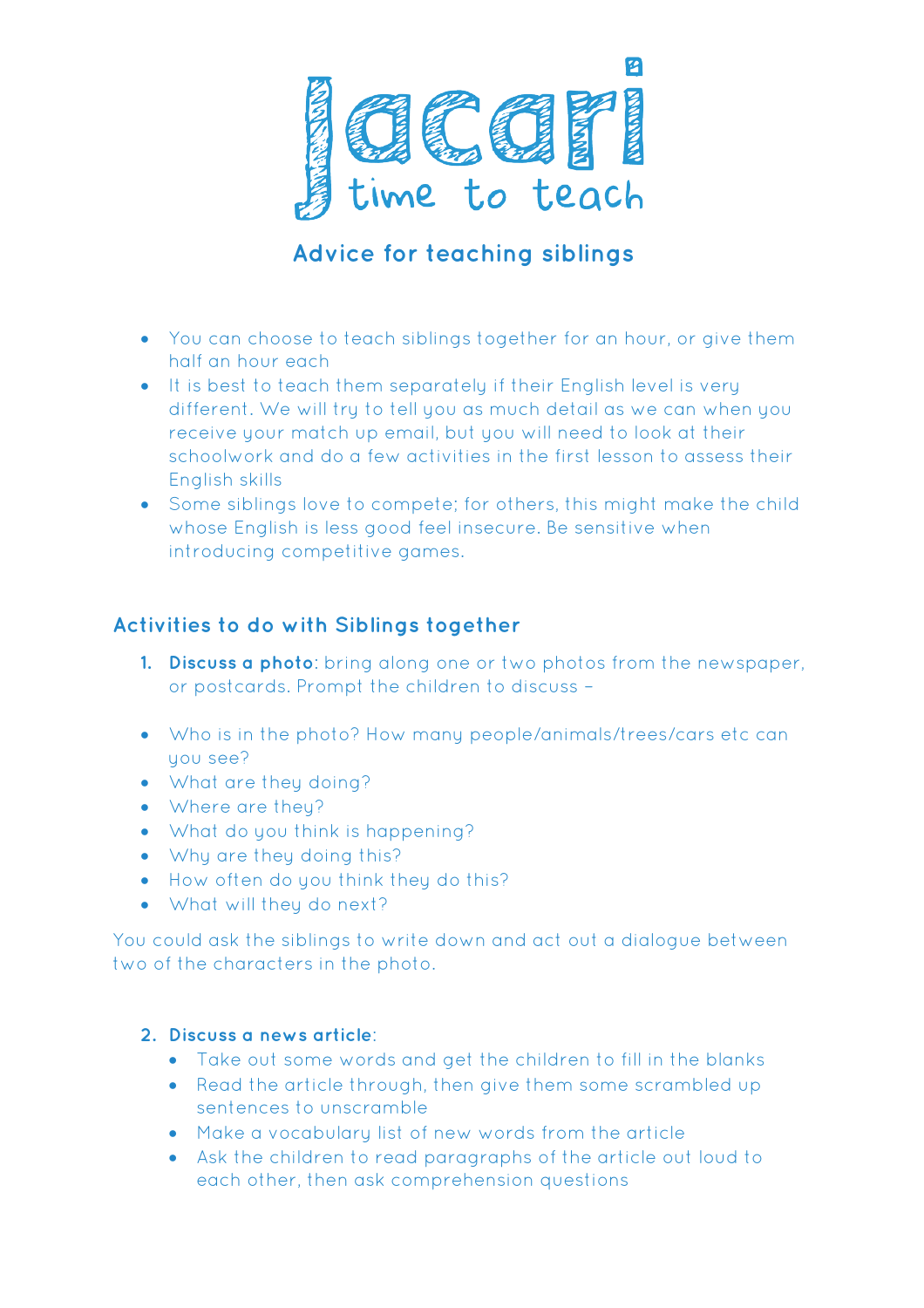# Jacari
time to teach

## Advice for teaching siblings

- You can choose to teach siblings together for an hour, or give them half an hour each
- It is best to teach them separately if their English level is very different. We will try to tell you as much detail as we can when you receive your match up email, but you will need to look at their schoolwork and do a few activities in the first lesson to assess their English skills
- Some siblings love to compete; for others, this might make the child whose English is less good feel insecure. Be sensitive when introducing competitive games.

### Activities to do with Siblings together

1. **Discuss a photo**: bring along one or two photos from the newspaper, or postcards. Prompt the children to discuss –

- Who is in the photo? How many people/animals/trees/cars etc can you see?
- What are they doing?
- Where are they?
- What do you think is happening?
- Why are they doing this?
- How often do you think they do this?
- What will they do next?

You could ask the siblings to write down and act out a dialogue between two of the characters in the photo.

2. **Discuss a news article**:
    - Take out some words and get the children to fill in the blanks
    - Read the article through, then give them some scrambled up sentences to unscramble
    - Make a vocabulary list of new words from the article
    - Ask the children to read paragraphs of the article out loud to each other, then ask comprehension questions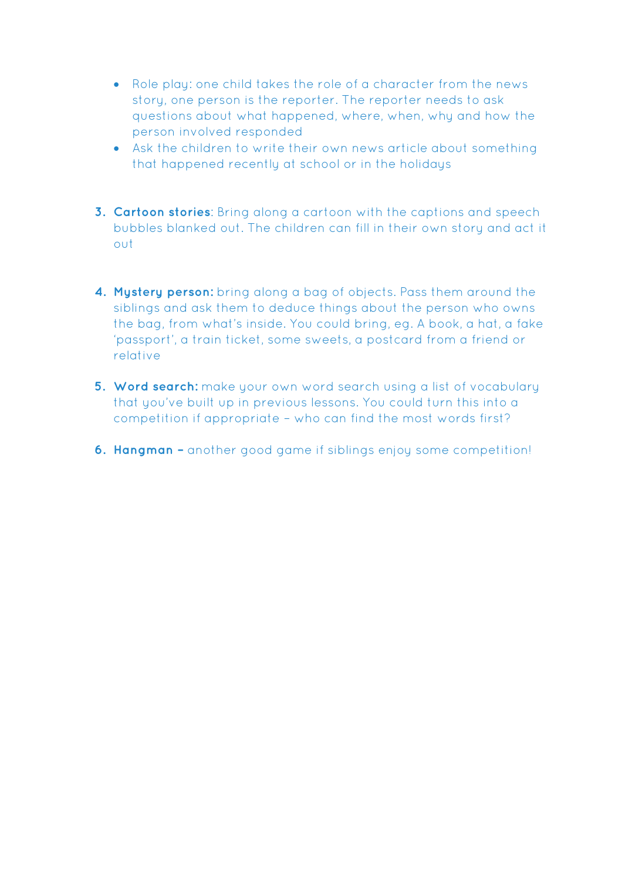- Role play: one child takes the role of a character from the news story, one person is the reporter. The reporter needs to ask questions about what happened, where, when, why and how the person involved responded
- Ask the children to write their own news article about something that happened recently at school or in the holidays

3. **Cartoon stories**: Bring along a cartoon with the captions and speech bubbles blanked out. The children can fill in their own story and act it out

4. **Mystery person:** bring along a bag of objects. Pass them around the siblings and ask them to deduce things about the person who owns the bag, from what's inside. You could bring, eg. A book, a hat, a fake 'passport', a train ticket, some sweets, a postcard from a friend or relative

5. **Word search:** make your own word search using a list of vocabulary that you've built up in previous lessons. You could turn this into a competition if appropriate – who can find the most words first?

6. **Hangman –** another good game if siblings enjoy some competition!